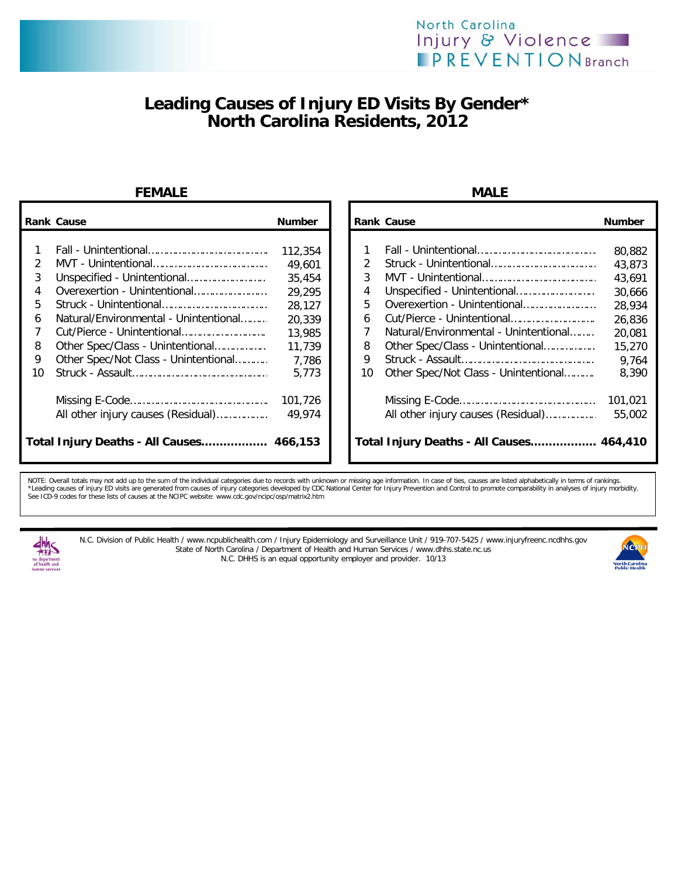North Carolina Injury & Violence PREVENTION Branch

# Leading Causes of Injury ED Visits By Gender*
## North Carolina Residents, 2012

### FEMALE

| Rank | Cause | Number |
|---|---|---|
| 1 | Fall - Unintentional | 112,354 |
| 2 | MVT - Unintentional | 49,601 |
| 3 | Unspecified - Unintentional | 35,454 |
| 4 | Overexertion - Unintentional | 29,295 |
| 5 | Struck - Unintentional | 28,127 |
| 6 | Natural/Environmental - Unintentional | 20,339 |
| 7 | Cut/Pierce - Unintentional | 13,985 |
| 8 | Other Spec/Class - Unintentional | 11,739 |
| 9 | Other Spec/Not Class - Unintentional | 7,786 |
| 10 | Struck - Assault | 5,773 |
| | Missing E-Code | 101,726 |
| | All other injury causes (Residual) | 49,974 |
| | **Total Injury Deaths - All Causes** | **466,153** |

### MALE

| Rank | Cause | Number |
|---|---|---|
| 1 | Fall - Unintentional | 80,882 |
| 2 | Struck - Unintentional | 43,873 |
| 3 | MVT - Unintentional | 43,691 |
| 4 | Unspecified - Unintentional | 30,666 |
| 5 | Overexertion - Unintentional | 28,934 |
| 6 | Cut/Pierce - Unintentional | 26,836 |
| 7 | Natural/Environmental - Unintentional | 20,081 |
| 8 | Other Spec/Class - Unintentional | 15,270 |
| 9 | Struck - Assault | 9,764 |
| 10 | Other Spec/Not Class - Unintentional | 8,390 |
| | Missing E-Code | 101,021 |
| | All other injury causes (Residual) | 55,002 |
| | **Total Injury Deaths - All Causes** | **464,410** |

NOTE: Overall totals may not add up to the sum of the individual categories due to records with unknown or missing age information. In case of ties, causes are listed alphabetically in terms of rankings.
*Leading causes of injury ED visits are generated from causes of injury categories developed by CDC National Center for Injury Prevention and Control to promote comparability in analyses of injury morbidity. See ICD-9 codes for these lists of causes at the NCIPC website: www.cdc.gov/ncipc/osp/matrix2.htm

N.C. Division of Public Health / www.ncpublichealth.com / Injury Epidemiology and Surveillance Unit / 919-707-5425 / www.injuryfreenc.ncdhhs.gov
State of North Carolina / Department of Health and Human Services / www.dhhs.state.nc.us
N.C. DHHS is an equal opportunity employer and provider. 10/13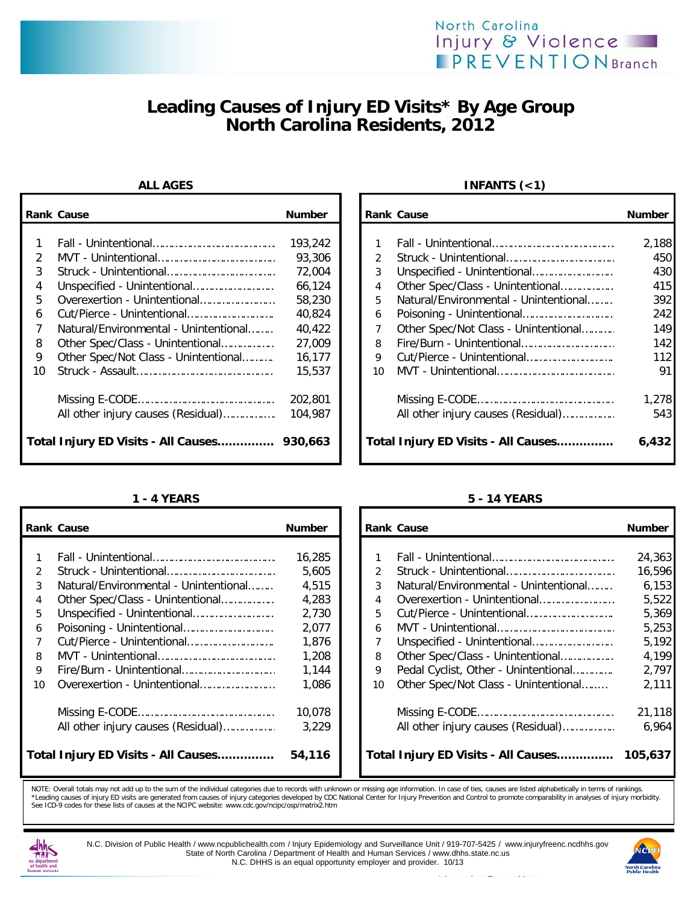North Carolina Injury & Violence PREVENTION Branch

# Leading Causes of Injury ED Visits* By Age Group
## North Carolina Residents, 2012

### ALL AGES

| Rank | Cause | Number |
|---|---|---|
| 1 | Fall - Unintentional | 193,242 |
| 2 | MVT - Unintentional | 93,306 |
| 3 | Struck - Unintentional | 72,004 |
| 4 | Unspecified - Unintentional | 66,124 |
| 5 | Overexertion - Unintentional | 58,230 |
| 6 | Cut/Pierce - Unintentional | 40,824 |
| 7 | Natural/Environmental - Unintentional | 40,422 |
| 8 | Other Spec/Class - Unintentional | 27,009 |
| 9 | Other Spec/Not Class - Unintentional | 16,177 |
| 10 | Struck - Assault | 15,537 |
| | Missing E-CODE | 202,801 |
| | All other injury causes (Residual) | 104,987 |
| | **Total Injury ED Visits - All Causes** | **930,663** |

### INFANTS (<1)

| Rank | Cause | Number |
|---|---|---|
| 1 | Fall - Unintentional | 2,188 |
| 2 | Struck - Unintentional | 450 |
| 3 | Unspecified - Unintentional | 430 |
| 4 | Other Spec/Class - Unintentional | 415 |
| 5 | Natural/Environmental - Unintentional | 392 |
| 6 | Poisoning - Unintentional | 242 |
| 7 | Other Spec/Not Class - Unintentional | 149 |
| 8 | Fire/Burn - Unintentional | 142 |
| 9 | Cut/Pierce - Unintentional | 112 |
| 10 | MVT - Unintentional | 91 |
| | Missing E-CODE | 1,278 |
| | All other injury causes (Residual) | 543 |
| | **Total Injury ED Visits - All Causes** | **6,432** |

### 1 - 4 YEARS

| Rank | Cause | Number |
|---|---|---|
| 1 | Fall - Unintentional | 16,285 |
| 2 | Struck - Unintentional | 5,605 |
| 3 | Natural/Environmental - Unintentional | 4,515 |
| 4 | Other Spec/Class - Unintentional | 4,283 |
| 5 | Unspecified - Unintentional | 2,730 |
| 6 | Poisoning - Unintentional | 2,077 |
| 7 | Cut/Pierce - Unintentional | 1,876 |
| 8 | MVT - Unintentional | 1,208 |
| 9 | Fire/Burn - Unintentional | 1,144 |
| 10 | Overexertion - Unintentional | 1,086 |
| | Missing E-CODE | 10,078 |
| | All other injury causes (Residual) | 3,229 |
| | **Total Injury ED Visits - All Causes** | **54,116** |

### 5 - 14 YEARS

| Rank | Cause | Number |
|---|---|---|
| 1 | Fall - Unintentional | 24,363 |
| 2 | Struck - Unintentional | 16,596 |
| 3 | Natural/Environmental - Unintentional | 6,153 |
| 4 | Overexertion - Unintentional | 5,522 |
| 5 | Cut/Pierce - Unintentional | 5,369 |
| 6 | MVT - Unintentional | 5,253 |
| 7 | Unspecified - Unintentional | 5,192 |
| 8 | Other Spec/Class - Unintentional | 4,199 |
| 9 | Pedal Cyclist, Other - Unintentional | 2,797 |
| 10 | Other Spec/Not Class - Unintentional | 2,111 |
| | Missing E-CODE | 21,118 |
| | All other injury causes (Residual) | 6,964 |
| | **Total Injury ED Visits - All Causes** | **105,637** |

NOTE: Overall totals may not add up to the sum of the individual categories due to records with unknown or missing age information. In case of ties, causes are listed alphabetically in terms of rankings.
*Leading causes of injury ED visits are generated from causes of injury categories developed by CDC National Center for Injury Prevention and Control to promote comparability in analyses of injury morbidity. See ICD-9 codes for these lists of causes at the NCIPC website: www.cdc.gov/ncipc/osp/matrix2.htm

N.C. Division of Public Health / www.ncpublichealth.com / Injury Epidemiology and Surveillance Unit / 919-707-5425 / www.injuryfreenc.ncdhhs.gov
State of North Carolina / Department of Health and Human Services / www.dhhs.state.nc.us
N.C. DHHS is an equal opportunity employer and provider. 10/13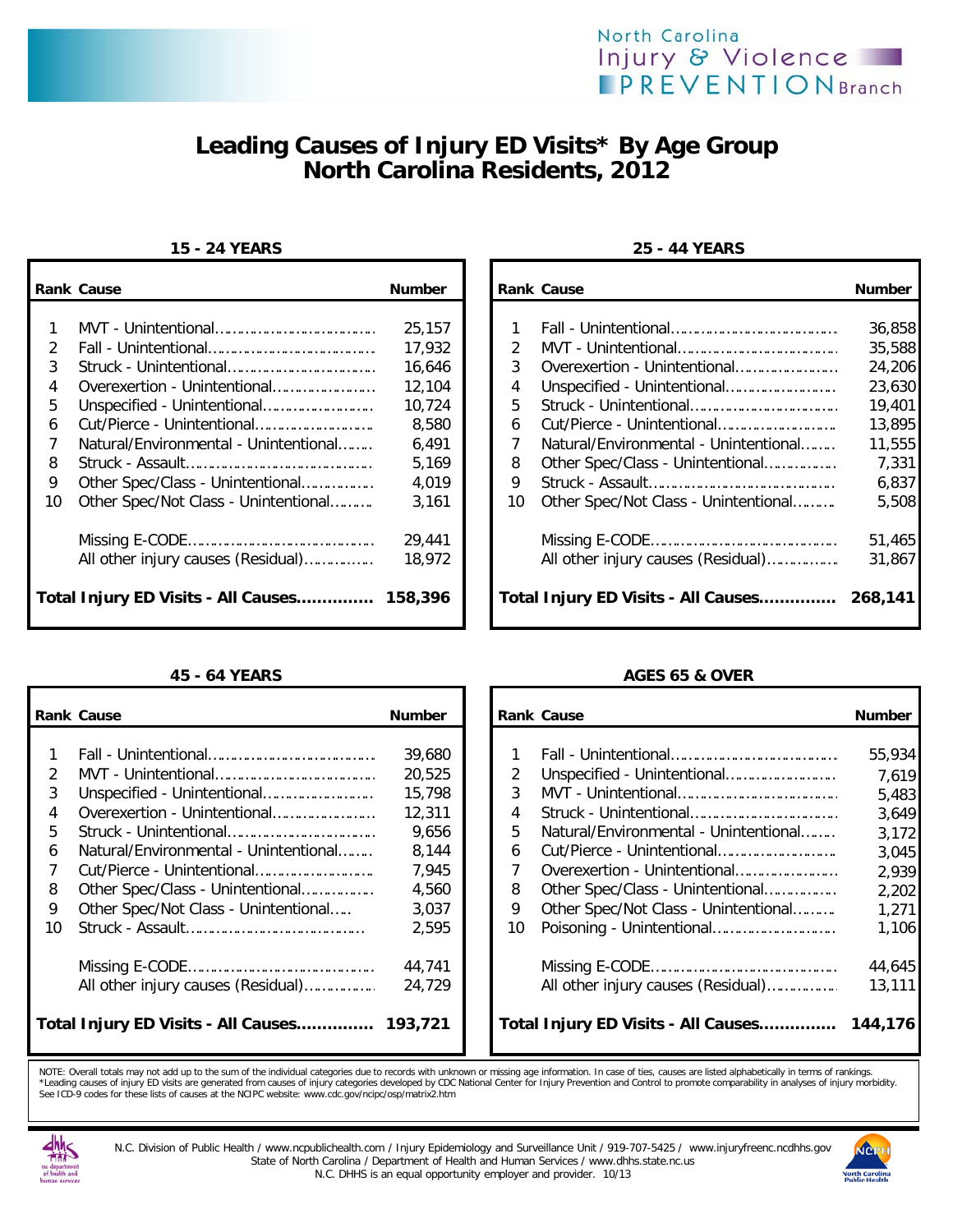North Carolina Injury & Violence PREVENTION Branch

# Leading Causes of Injury ED Visits* By Age Group
# North Carolina Residents, 2012

### 15 - 24 YEARS

| Rank | Cause | Number |
|---|---|---|
| 1 | MVT - Unintentional | 25,157 |
| 2 | Fall - Unintentional | 17,932 |
| 3 | Struck - Unintentional | 16,646 |
| 4 | Overexertion - Unintentional | 12,104 |
| 5 | Unspecified - Unintentional | 10,724 |
| 6 | Cut/Pierce - Unintentional | 8,580 |
| 7 | Natural/Environmental - Unintentional | 6,491 |
| 8 | Struck - Assault | 5,169 |
| 9 | Other Spec/Class - Unintentional | 4,019 |
| 10 | Other Spec/Not Class - Unintentional | 3,161 |
| | Missing E-CODE | 29,441 |
| | All other injury causes (Residual) | 18,972 |
| | **Total Injury ED Visits - All Causes** | **158,396** |

### 25 - 44 YEARS

| Rank | Cause | Number |
|---|---|---|
| 1 | Fall - Unintentional | 36,858 |
| 2 | MVT - Unintentional | 35,588 |
| 3 | Overexertion - Unintentional | 24,206 |
| 4 | Unspecified - Unintentional | 23,630 |
| 5 | Struck - Unintentional | 19,401 |
| 6 | Cut/Pierce - Unintentional | 13,895 |
| 7 | Natural/Environmental - Unintentional | 11,555 |
| 8 | Other Spec/Class - Unintentional | 7,331 |
| 9 | Struck - Assault | 6,837 |
| 10 | Other Spec/Not Class - Unintentional | 5,508 |
| | Missing E-CODE | 51,465 |
| | All other injury causes (Residual) | 31,867 |
| | **Total Injury ED Visits - All Causes** | **268,141** |

### 45 - 64 YEARS

| Rank | Cause | Number |
|---|---|---|
| 1 | Fall - Unintentional | 39,680 |
| 2 | MVT - Unintentional | 20,525 |
| 3 | Unspecified - Unintentional | 15,798 |
| 4 | Overexertion - Unintentional | 12,311 |
| 5 | Struck - Unintentional | 9,656 |
| 6 | Natural/Environmental - Unintentional | 8,144 |
| 7 | Cut/Pierce - Unintentional | 7,945 |
| 8 | Other Spec/Class - Unintentional | 4,560 |
| 9 | Other Spec/Not Class - Unintentional | 3,037 |
| 10 | Struck - Assault | 2,595 |
| | Missing E-CODE | 44,741 |
| | All other injury causes (Residual) | 24,729 |
| | **Total Injury ED Visits - All Causes** | **193,721** |

### AGES 65 & OVER

| Rank | Cause | Number |
|---|---|---|
| 1 | Fall - Unintentional | 55,934 |
| 2 | Unspecified - Unintentional | 7,619 |
| 3 | MVT - Unintentional | 5,483 |
| 4 | Struck - Unintentional | 3,649 |
| 5 | Natural/Environmental - Unintentional | 3,172 |
| 6 | Cut/Pierce - Unintentional | 3,045 |
| 7 | Overexertion - Unintentional | 2,939 |
| 8 | Other Spec/Class - Unintentional | 2,202 |
| 9 | Other Spec/Not Class - Unintentional | 1,271 |
| 10 | Poisoning - Unintentional | 1,106 |
| | Missing E-CODE | 44,645 |
| | All other injury causes (Residual) | 13,111 |
| | **Total Injury ED Visits - All Causes** | **144,176** |

NOTE: Overall totals may not add up to the sum of the individual categories due to records with unknown or missing age information. In case of ties, causes are listed alphabetically in terms of rankings.
*Leading causes of injury ED visits are generated from causes of injury categories developed by CDC National Center for Injury Prevention and Control to promote comparability in analyses of injury morbidity. See ICD-9 codes for these lists of causes at the NCIPC website: www.cdc.gov/ncipc/osp/matrix2.htm

N.C. Division of Public Health / www.ncpublichealth.com / Injury Epidemiology and Surveillance Unit / 919-707-5425 / www.injuryfreenc.ncdhhs.gov
State of North Carolina / Department of Health and Human Services / www.dhhs.state.nc.us
N.C. DHHS is an equal opportunity employer and provider. 10/13